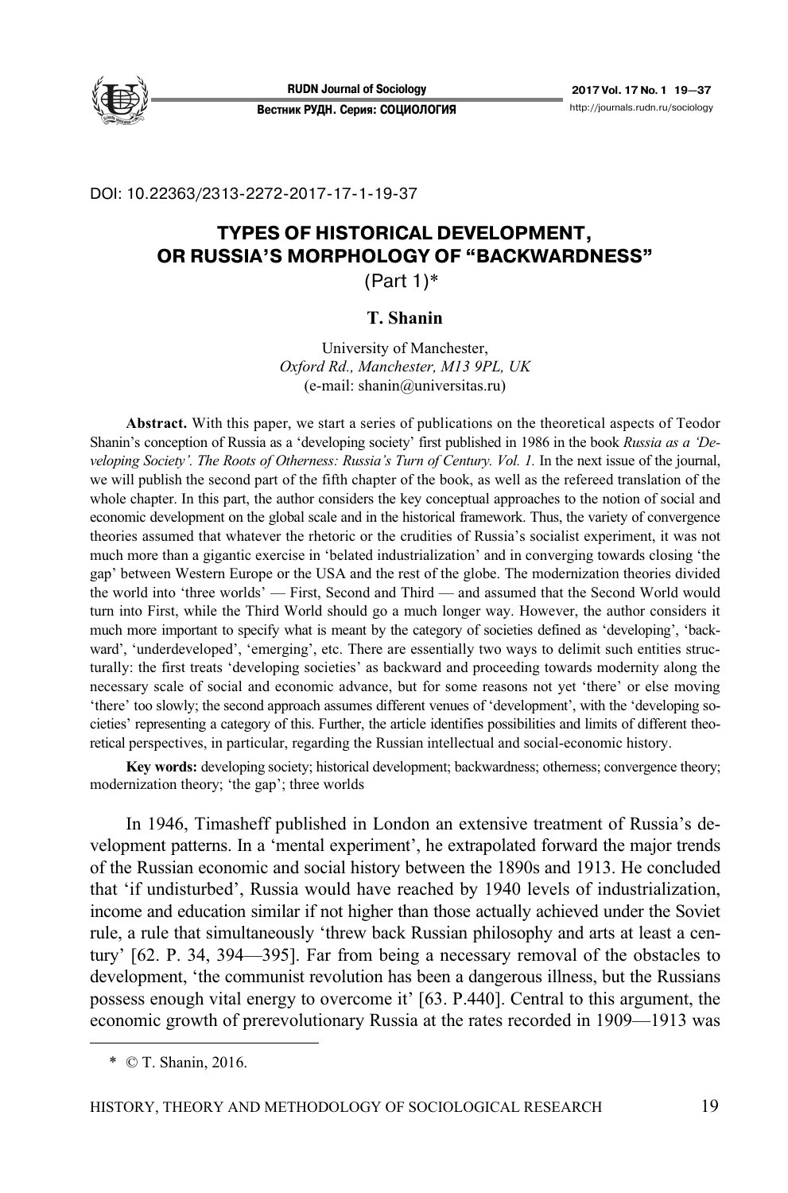DOI: 10.22363/2313-2272-2017-17-1-19-37

# TYPES OF HISTORICAL DEVELOPMENT, OR RUSSIA'S MORPHOLOGY OF "BACKWARDNESS"

(Part 1)*

**T. Shanin**

University of Manchester,
*Oxford Rd., Manchester, M13 9PL, UK*
(e-mail: shanin@universitas.ru)

**Abstract.** With this paper, we start a series of publications on the theoretical aspects of Teodor Shanin's conception of Russia as a 'developing society' first published in 1986 in the book *Russia as a 'Developing Society'. The Roots of Otherness: Russia's Turn of Century. Vol. 1.* In the next issue of the journal, we will publish the second part of the fifth chapter of the book, as well as the refereed translation of the whole chapter. In this part, the author considers the key conceptual approaches to the notion of social and economic development on the global scale and in the historical framework. Thus, the variety of convergence theories assumed that whatever the rhetoric or the crudities of Russia's socialist experiment, it was not much more than a gigantic exercise in 'belated industrialization' and in converging towards closing 'the gap' between Western Europe or the USA and the rest of the globe. The modernization theories divided the world into 'three worlds' — First, Second and Third — and assumed that the Second World would turn into First, while the Third World should go a much longer way. However, the author considers it much more important to specify what is meant by the category of societies defined as 'developing', 'backward', 'underdeveloped', 'emerging', etc. There are essentially two ways to delimit such entities structurally: the first treats 'developing societies' as backward and proceeding towards modernity along the necessary scale of social and economic advance, but for some reasons not yet 'there' or else moving 'there' too slowly; the second approach assumes different venues of 'development', with the 'developing societies' representing a category of this. Further, the article identifies possibilities and limits of different theoretical perspectives, in particular, regarding the Russian intellectual and social-economic history.

**Key words:** developing society; historical development; backwardness; otherness; convergence theory; modernization theory; 'the gap'; three worlds

In 1946, Timasheff published in London an extensive treatment of Russia's development patterns. In a 'mental experiment', he extrapolated forward the major trends of the Russian economic and social history between the 1890s and 1913. He concluded that 'if undisturbed', Russia would have reached by 1940 levels of industrialization, income and education similar if not higher than those actually achieved under the Soviet rule, a rule that simultaneously 'threw back Russian philosophy and arts at least a century' [62. P. 34, 394—395]. Far from being a necessary removal of the obstacles to development, 'the communist revolution has been a dangerous illness, but the Russians possess enough vital energy to overcome it' [63. P.440]. Central to this argument, the economic growth of prerevolutionary Russia at the rates recorded in 1909—1913 was

* © T. Shanin, 2016.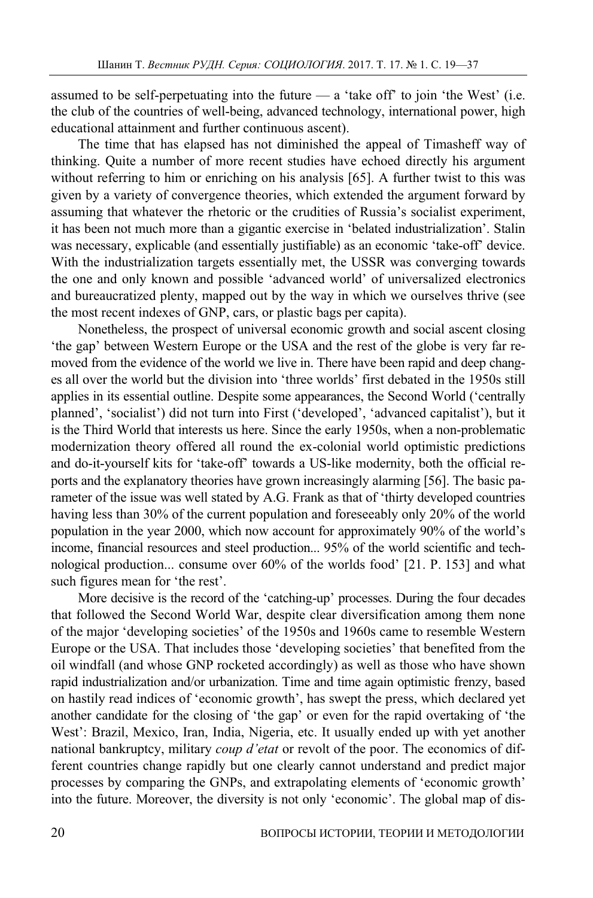assumed to be self-perpetuating into the future — a 'take off' to join 'the West' (i.e. the club of the countries of well-being, advanced technology, international power, high educational attainment and further continuous ascent).

The time that has elapsed has not diminished the appeal of Timasheff way of thinking. Quite a number of more recent studies have echoed directly his argument without referring to him or enriching on his analysis [65]. A further twist to this was given by a variety of convergence theories, which extended the argument forward by assuming that whatever the rhetoric or the crudities of Russia's socialist experiment, it has been not much more than a gigantic exercise in 'belated industrialization'. Stalin was necessary, explicable (and essentially justifiable) as an economic 'take-off' device. With the industrialization targets essentially met, the USSR was converging towards the one and only known and possible 'advanced world' of universalized electronics and bureaucratized plenty, mapped out by the way in which we ourselves thrive (see the most recent indexes of GNP, cars, or plastic bags per capita).

Nonetheless, the prospect of universal economic growth and social ascent closing 'the gap' between Western Europe or the USA and the rest of the globe is very far removed from the evidence of the world we live in. There have been rapid and deep changes all over the world but the division into 'three worlds' first debated in the 1950s still applies in its essential outline. Despite some appearances, the Second World ('centrally planned', 'socialist') did not turn into First ('developed', 'advanced capitalist'), but it is the Third World that interests us here. Since the early 1950s, when a non-problematic modernization theory offered all round the ex-colonial world optimistic predictions and do-it-yourself kits for 'take-off' towards a US-like modernity, both the official reports and the explanatory theories have grown increasingly alarming [56]. The basic parameter of the issue was well stated by A.G. Frank as that of 'thirty developed countries having less than 30% of the current population and foreseeably only 20% of the world population in the year 2000, which now account for approximately 90% of the world's income, financial resources and steel production... 95% of the world scientific and technological production... consume over 60% of the worlds food' [21. P. 153] and what such figures mean for 'the rest'.

More decisive is the record of the 'catching-up' processes. During the four decades that followed the Second World War, despite clear diversification among them none of the major 'developing societies' of the 1950s and 1960s came to resemble Western Europe or the USA. That includes those 'developing societies' that benefited from the oil windfall (and whose GNP rocketed accordingly) as well as those who have shown rapid industrialization and/or urbanization. Time and time again optimistic frenzy, based on hastily read indices of 'economic growth', has swept the press, which declared yet another candidate for the closing of 'the gap' or even for the rapid overtaking of 'the West': Brazil, Mexico, Iran, India, Nigeria, etc. It usually ended up with yet another national bankruptcy, military *coup d'etat* or revolt of the poor. The economics of different countries change rapidly but one clearly cannot understand and predict major processes by comparing the GNPs, and extrapolating elements of 'economic growth' into the future. Moreover, the diversity is not only 'economic'. The global map of dis-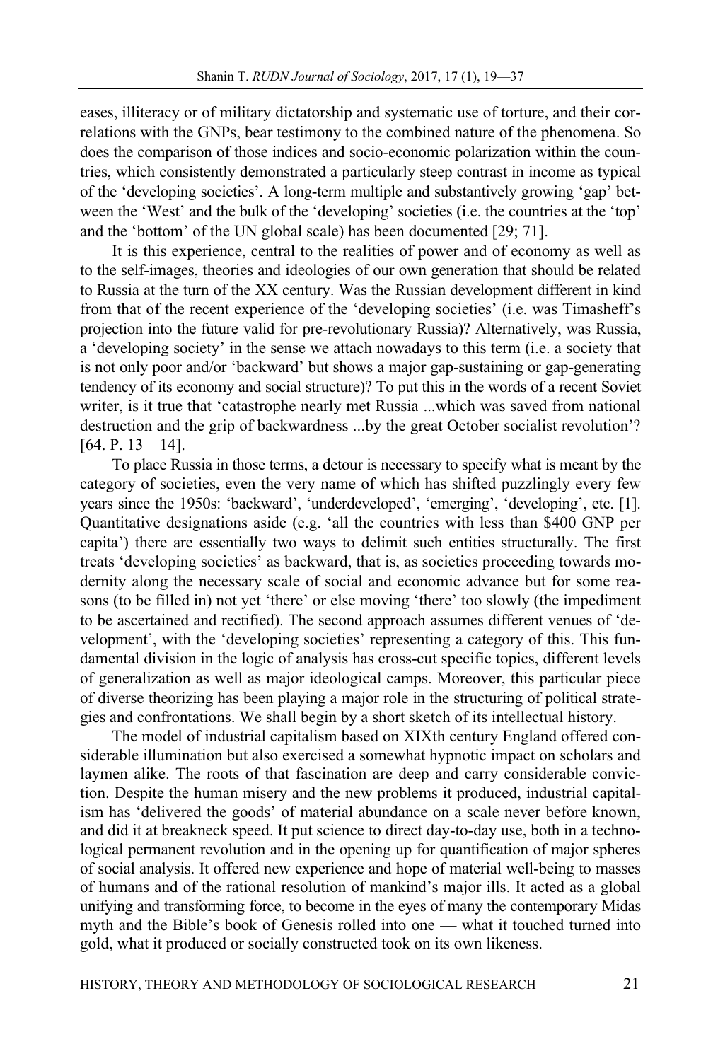eases, illiteracy or of military dictatorship and systematic use of torture, and their correlations with the GNPs, bear testimony to the combined nature of the phenomena. So does the comparison of those indices and socio-economic polarization within the countries, which consistently demonstrated a particularly steep contrast in income as typical of the 'developing societies'. A long-term multiple and substantively growing 'gap' between the 'West' and the bulk of the 'developing' societies (i.e. the countries at the 'top' and the 'bottom' of the UN global scale) has been documented [29; 71].

It is this experience, central to the realities of power and of economy as well as to the self-images, theories and ideologies of our own generation that should be related to Russia at the turn of the XX century. Was the Russian development different in kind from that of the recent experience of the 'developing societies' (i.e. was Timasheff's projection into the future valid for pre-revolutionary Russia)? Alternatively, was Russia, a 'developing society' in the sense we attach nowadays to this term (i.e. a society that is not only poor and/or 'backward' but shows a major gap-sustaining or gap-generating tendency of its economy and social structure)? To put this in the words of a recent Soviet writer, is it true that 'catastrophe nearly met Russia ...which was saved from national destruction and the grip of backwardness ...by the great October socialist revolution'? [64. P. 13—14].

To place Russia in those terms, a detour is necessary to specify what is meant by the category of societies, even the very name of which has shifted puzzlingly every few years since the 1950s: 'backward', 'underdeveloped', 'emerging', 'developing', etc. [1]. Quantitative designations aside (e.g. 'all the countries with less than $400 GNP per capita') there are essentially two ways to delimit such entities structurally. The first treats 'developing societies' as backward, that is, as societies proceeding towards modernity along the necessary scale of social and economic advance but for some reasons (to be filled in) not yet 'there' or else moving 'there' too slowly (the impediment to be ascertained and rectified). The second approach assumes different venues of 'development', with the 'developing societies' representing a category of this. This fundamental division in the logic of analysis has cross-cut specific topics, different levels of generalization as well as major ideological camps. Moreover, this particular piece of diverse theorizing has been playing a major role in the structuring of political strategies and confrontations. We shall begin by a short sketch of its intellectual history.

The model of industrial capitalism based on XIXth century England offered considerable illumination but also exercised a somewhat hypnotic impact on scholars and laymen alike. The roots of that fascination are deep and carry considerable conviction. Despite the human misery and the new problems it produced, industrial capitalism has 'delivered the goods' of material abundance on a scale never before known, and did it at breakneck speed. It put science to direct day-to-day use, both in a technological permanent revolution and in the opening up for quantification of major spheres of social analysis. It offered new experience and hope of material well-being to masses of humans and of the rational resolution of mankind's major ills. It acted as a global unifying and transforming force, to become in the eyes of many the contemporary Midas myth and the Bible's book of Genesis rolled into one — what it touched turned into gold, what it produced or socially constructed took on its own likeness.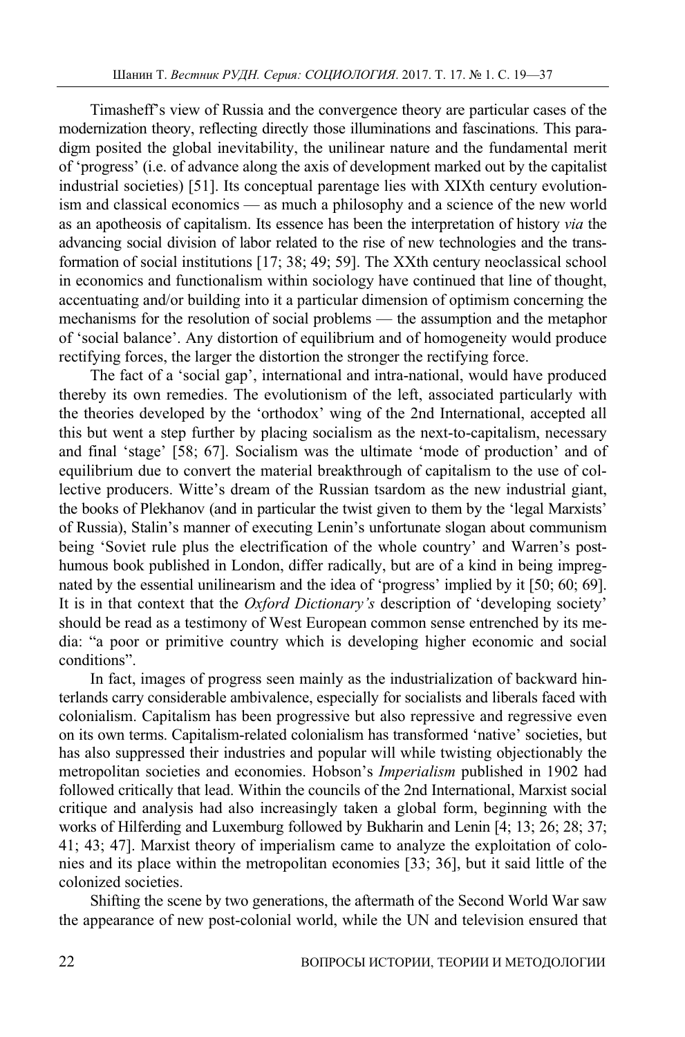Timasheff's view of Russia and the convergence theory are particular cases of the modernization theory, reflecting directly those illuminations and fascinations. This paradigm posited the global inevitability, the unilinear nature and the fundamental merit of 'progress' (i.e. of advance along the axis of development marked out by the capitalist industrial societies) [51]. Its conceptual parentage lies with XIXth century evolutionism and classical economics — as much a philosophy and a science of the new world as an apotheosis of capitalism. Its essence has been the interpretation of history *via* the advancing social division of labor related to the rise of new technologies and the transformation of social institutions [17; 38; 49; 59]. The XXth century neoclassical school in economics and functionalism within sociology have continued that line of thought, accentuating and/or building into it a particular dimension of optimism concerning the mechanisms for the resolution of social problems — the assumption and the metaphor of 'social balance'. Any distortion of equilibrium and of homogeneity would produce rectifying forces, the larger the distortion the stronger the rectifying force.

The fact of a 'social gap', international and intra-national, would have produced thereby its own remedies. The evolutionism of the left, associated particularly with the theories developed by the 'orthodox' wing of the 2nd International, accepted all this but went a step further by placing socialism as the next-to-capitalism, necessary and final 'stage' [58; 67]. Socialism was the ultimate 'mode of production' and of equilibrium due to convert the material breakthrough of capitalism to the use of collective producers. Witte's dream of the Russian tsardom as the new industrial giant, the books of Plekhanov (and in particular the twist given to them by the 'legal Marxists' of Russia), Stalin's manner of executing Lenin's unfortunate slogan about communism being 'Soviet rule plus the electrification of the whole country' and Warren's posthumous book published in London, differ radically, but are of a kind in being impregnated by the essential unilinearism and the idea of 'progress' implied by it [50; 60; 69]. It is in that context that the *Oxford Dictionary's* description of 'developing society' should be read as a testimony of West European common sense entrenched by its media: "a poor or primitive country which is developing higher economic and social conditions".

In fact, images of progress seen mainly as the industrialization of backward hinterlands carry considerable ambivalence, especially for socialists and liberals faced with colonialism. Capitalism has been progressive but also repressive and regressive even on its own terms. Capitalism-related colonialism has transformed 'native' societies, but has also suppressed their industries and popular will while twisting objectionably the metropolitan societies and economies. Hobson's *Imperialism* published in 1902 had followed critically that lead. Within the councils of the 2nd International, Marxist social critique and analysis had also increasingly taken a global form, beginning with the works of Hilferding and Luxemburg followed by Bukharin and Lenin [4; 13; 26; 28; 37; 41; 43; 47]. Marxist theory of imperialism came to analyze the exploitation of colonies and its place within the metropolitan economies [33; 36], but it said little of the colonized societies.

Shifting the scene by two generations, the aftermath of the Second World War saw the appearance of new post-colonial world, while the UN and television ensured that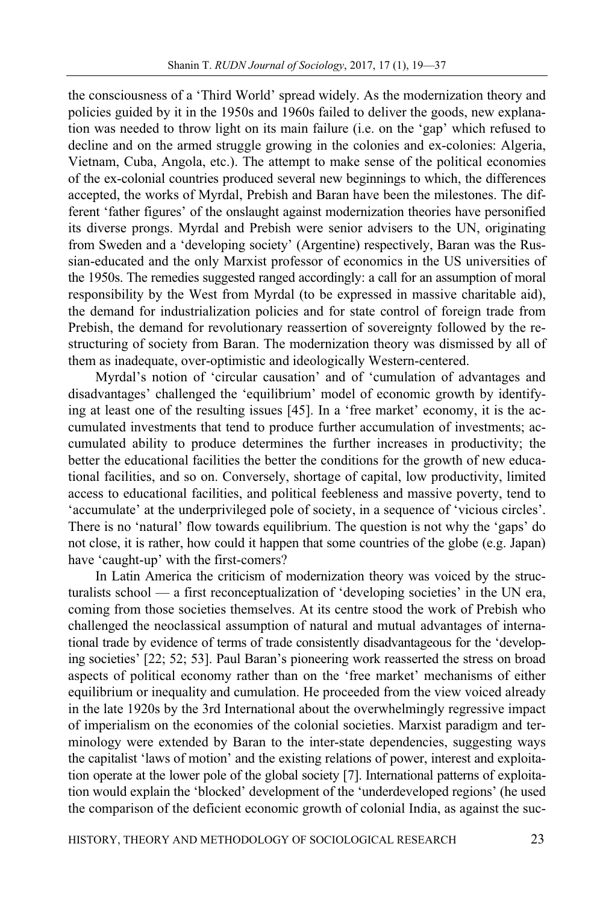the consciousness of a 'Third World' spread widely. As the modernization theory and policies guided by it in the 1950s and 1960s failed to deliver the goods, new explanation was needed to throw light on its main failure (i.e. on the 'gap' which refused to decline and on the armed struggle growing in the colonies and ex-colonies: Algeria, Vietnam, Cuba, Angola, etc.). The attempt to make sense of the political economies of the ex-colonial countries produced several new beginnings to which, the differences accepted, the works of Myrdal, Prebish and Baran have been the milestones. The different 'father figures' of the onslaught against modernization theories have personified its diverse prongs. Myrdal and Prebish were senior advisers to the UN, originating from Sweden and a 'developing society' (Argentine) respectively, Baran was the Russian-educated and the only Marxist professor of economics in the US universities of the 1950s. The remedies suggested ranged accordingly: a call for an assumption of moral responsibility by the West from Myrdal (to be expressed in massive charitable aid), the demand for industrialization policies and for state control of foreign trade from Prebish, the demand for revolutionary reassertion of sovereignty followed by the restructuring of society from Baran. The modernization theory was dismissed by all of them as inadequate, over-optimistic and ideologically Western-centered.

Myrdal's notion of 'circular causation' and of 'cumulation of advantages and disadvantages' challenged the 'equilibrium' model of economic growth by identifying at least one of the resulting issues [45]. In a 'free market' economy, it is the accumulated investments that tend to produce further accumulation of investments; accumulated ability to produce determines the further increases in productivity; the better the educational facilities the better the conditions for the growth of new educational facilities, and so on. Conversely, shortage of capital, low productivity, limited access to educational facilities, and political feebleness and massive poverty, tend to 'accumulate' at the underprivileged pole of society, in a sequence of 'vicious circles'. There is no 'natural' flow towards equilibrium. The question is not why the 'gaps' do not close, it is rather, how could it happen that some countries of the globe (e.g. Japan) have 'caught-up' with the first-comers?

In Latin America the criticism of modernization theory was voiced by the structuralists school — a first reconceptualization of 'developing societies' in the UN era, coming from those societies themselves. At its centre stood the work of Prebish who challenged the neoclassical assumption of natural and mutual advantages of international trade by evidence of terms of trade consistently disadvantageous for the 'developing societies' [22; 52; 53]. Paul Baran's pioneering work reasserted the stress on broad aspects of political economy rather than on the 'free market' mechanisms of either equilibrium or inequality and cumulation. He proceeded from the view voiced already in the late 1920s by the 3rd International about the overwhelmingly regressive impact of imperialism on the economies of the colonial societies. Marxist paradigm and terminology were extended by Baran to the inter-state dependencies, suggesting ways the capitalist 'laws of motion' and the existing relations of power, interest and exploitation operate at the lower pole of the global society [7]. International patterns of exploitation would explain the 'blocked' development of the 'underdeveloped regions' (he used the comparison of the deficient economic growth of colonial India, as against the suc-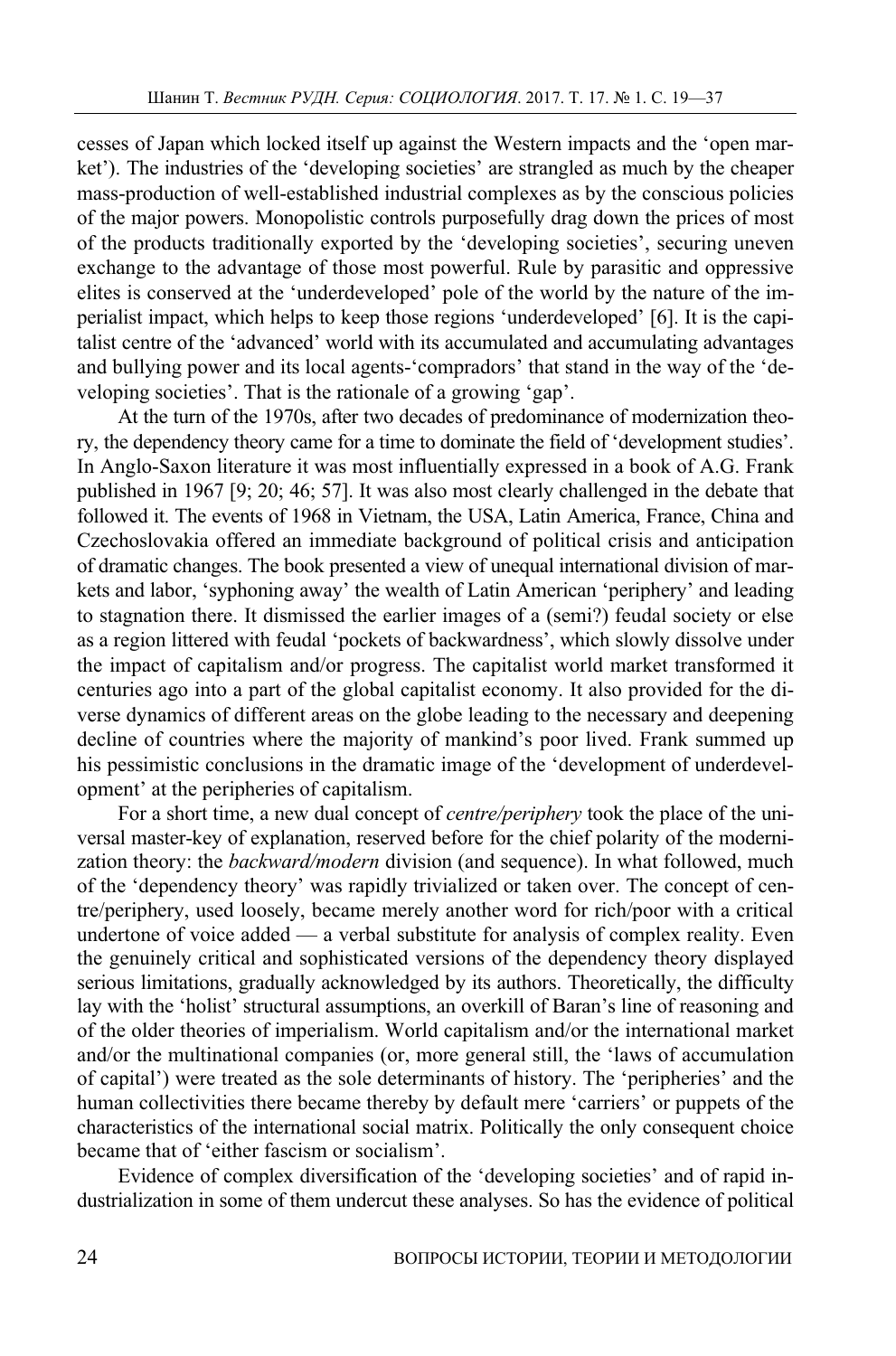cesses of Japan which locked itself up against the Western impacts and the 'open market'). The industries of the 'developing societies' are strangled as much by the cheaper mass-production of well-established industrial complexes as by the conscious policies of the major powers. Monopolistic controls purposefully drag down the prices of most of the products traditionally exported by the 'developing societies', securing uneven exchange to the advantage of those most powerful. Rule by parasitic and oppressive elites is conserved at the 'underdeveloped' pole of the world by the nature of the imperialist impact, which helps to keep those regions 'underdeveloped' [6]. It is the capitalist centre of the 'advanced' world with its accumulated and accumulating advantages and bullying power and its local agents-'compradors' that stand in the way of the 'developing societies'. That is the rationale of a growing 'gap'.

At the turn of the 1970s, after two decades of predominance of modernization theory, the dependency theory came for a time to dominate the field of 'development studies'. In Anglo-Saxon literature it was most influentially expressed in a book of A.G. Frank published in 1967 [9; 20; 46; 57]. It was also most clearly challenged in the debate that followed it. The events of 1968 in Vietnam, the USA, Latin America, France, China and Czechoslovakia offered an immediate background of political crisis and anticipation of dramatic changes. The book presented a view of unequal international division of markets and labor, 'syphoning away' the wealth of Latin American 'periphery' and leading to stagnation there. It dismissed the earlier images of a (semi?) feudal society or else as a region littered with feudal 'pockets of backwardness', which slowly dissolve under the impact of capitalism and/or progress. The capitalist world market transformed it centuries ago into a part of the global capitalist economy. It also provided for the diverse dynamics of different areas on the globe leading to the necessary and deepening decline of countries where the majority of mankind's poor lived. Frank summed up his pessimistic conclusions in the dramatic image of the 'development of underdevelopment' at the peripheries of capitalism.

For a short time, a new dual concept of *centre/periphery* took the place of the universal master-key of explanation, reserved before for the chief polarity of the modernization theory: the *backward/modern* division (and sequence). In what followed, much of the 'dependency theory' was rapidly trivialized or taken over. The concept of centre/periphery, used loosely, became merely another word for rich/poor with a critical undertone of voice added — a verbal substitute for analysis of complex reality. Even the genuinely critical and sophisticated versions of the dependency theory displayed serious limitations, gradually acknowledged by its authors. Theoretically, the difficulty lay with the 'holist' structural assumptions, an overkill of Baran's line of reasoning and of the older theories of imperialism. World capitalism and/or the international market and/or the multinational companies (or, more general still, the 'laws of accumulation of capital') were treated as the sole determinants of history. The 'peripheries' and the human collectivities there became thereby by default mere 'carriers' or puppets of the characteristics of the international social matrix. Politically the only consequent choice became that of 'either fascism or socialism'.

Evidence of complex diversification of the 'developing societies' and of rapid industrialization in some of them undercut these analyses. So has the evidence of political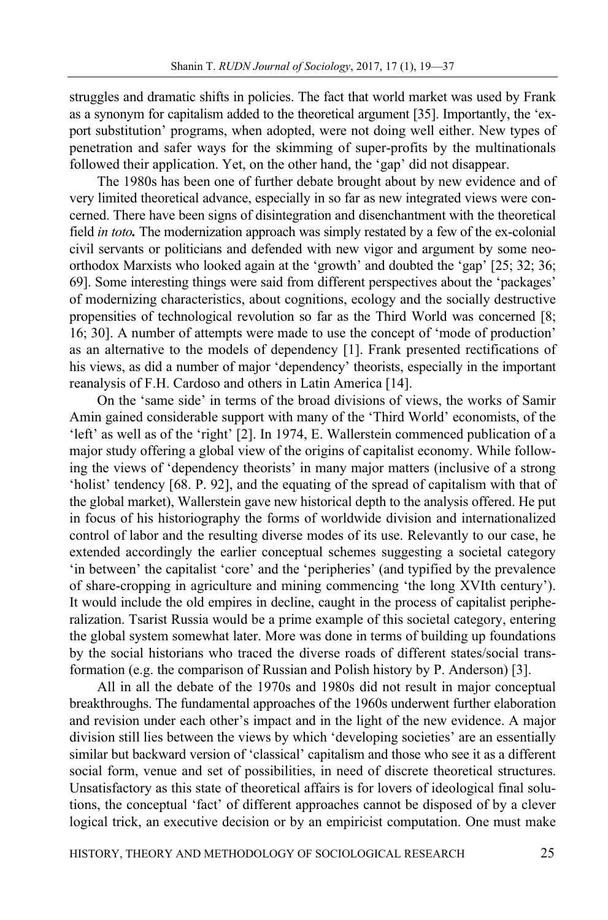struggles and dramatic shifts in policies. The fact that world market was used by Frank as a synonym for capitalism added to the theoretical argument [35]. Importantly, the 'export substitution' programs, when adopted, were not doing well either. New types of penetration and safer ways for the skimming of super-profits by the multinationals followed their application. Yet, on the other hand, the 'gap' did not disappear.

The 1980s has been one of further debate brought about by new evidence and of very limited theoretical advance, especially in so far as new integrated views were concerned. There have been signs of disintegration and disenchantment with the theoretical field ***in toto.*** The modernization approach was simply restated by a few of the ex-colonial civil servants or politicians and defended with new vigor and argument by some neo-orthodox Marxists who looked again at the 'growth' and doubted the 'gap' [25; 32; 36; 69]. Some interesting things were said from different perspectives about the 'packages' of modernizing characteristics, about cognitions, ecology and the socially destructive propensities of technological revolution so far as the Third World was concerned [8; 16; 30]. A number of attempts were made to use the concept of 'mode of production' as an alternative to the models of dependency [1]. Frank presented rectifications of his views, as did a number of major 'dependency' theorists, especially in the important reanalysis of F.H. Cardoso and others in Latin America [14].

On the 'same side' in terms of the broad divisions of views, the works of Samir Amin gained considerable support with many of the 'Third World' economists, of the 'left' as well as of the 'right' [2]. In 1974, E. Wallerstein commenced publication of a major study offering a global view of the origins of capitalist economy. While following the views of 'dependency theorists' in many major matters (inclusive of a strong 'holist' tendency [68. P. 92], and the equating of the spread of capitalism with that of the global market), Wallerstein gave new historical depth to the analysis offered. He put in focus of his historiography the forms of worldwide division and internationalized control of labor and the resulting diverse modes of its use. Relevantly to our case, he extended accordingly the earlier conceptual schemes suggesting a societal category 'in between' the capitalist 'core' and the 'peripheries' (and typified by the prevalence of share-cropping in agriculture and mining commencing 'the long XVIth century'). It would include the old empires in decline, caught in the process of capitalist peripheralization. Tsarist Russia would be a prime example of this societal category, entering the global system somewhat later. More was done in terms of building up foundations by the social historians who traced the diverse roads of different states/social transformation (e.g. the comparison of Russian and Polish history by P. Anderson) [3].

All in all the debate of the 1970s and 1980s did not result in major conceptual breakthroughs. The fundamental approaches of the 1960s underwent further elaboration and revision under each other's impact and in the light of the new evidence. A major division still lies between the views by which 'developing societies' are an essentially similar but backward version of 'classical' capitalism and those who see it as a different social form, venue and set of possibilities, in need of discrete theoretical structures. Unsatisfactory as this state of theoretical affairs is for lovers of ideological final solutions, the conceptual 'fact' of different approaches cannot be disposed of by a clever logical trick, an executive decision or by an empiricist computation. One must make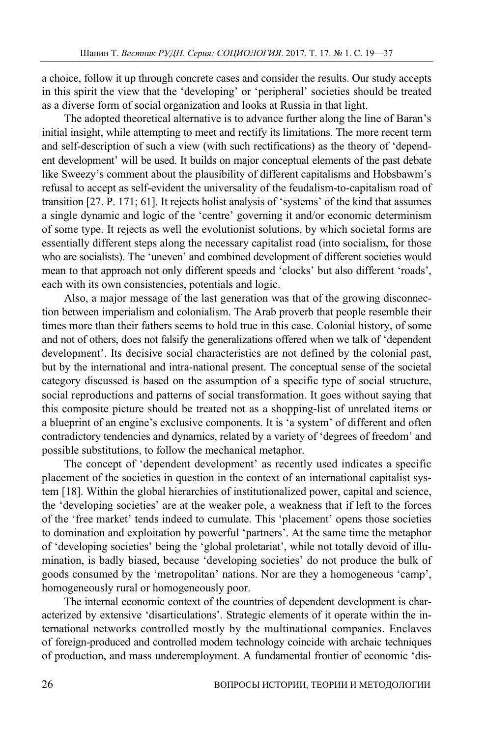a choice, follow it up through concrete cases and consider the results. Our study accepts in this spirit the view that the 'developing' or 'peripheral' societies should be treated as a diverse form of social organization and looks at Russia in that light.

The adopted theoretical alternative is to advance further along the line of Baran's initial insight, while attempting to meet and rectify its limitations. The more recent term and self-description of such a view (with such rectifications) as the theory of 'dependent development' will be used. It builds on major conceptual elements of the past debate like Sweezy's comment about the plausibility of different capitalisms and Hobsbawm's refusal to accept as self-evident the universality of the feudalism-to-capitalism road of transition [27. P. 171; 61]. It rejects holist analysis of 'systems' of the kind that assumes a single dynamic and logic of the 'centre' governing it and/or economic determinism of some type. It rejects as well the evolutionist solutions, by which societal forms are essentially different steps along the necessary capitalist road (into socialism, for those who are socialists). The 'uneven' and combined development of different societies would mean to that approach not only different speeds and 'clocks' but also different 'roads', each with its own consistencies, potentials and logic.

Also, a major message of the last generation was that of the growing disconnection between imperialism and colonialism. The Arab proverb that people resemble their times more than their fathers seems to hold true in this case. Colonial history, of some and not of others, does not falsify the generalizations offered when we talk of 'dependent development'. Its decisive social characteristics are not defined by the colonial past, but by the international and intra-national present. The conceptual sense of the societal category discussed is based on the assumption of a specific type of social structure, social reproductions and patterns of social transformation. It goes without saying that this composite picture should be treated not as a shopping-list of unrelated items or a blueprint of an engine's exclusive components. It is 'a system' of different and often contradictory tendencies and dynamics, related by a variety of 'degrees of freedom' and possible substitutions, to follow the mechanical metaphor.

The concept of 'dependent development' as recently used indicates a specific placement of the societies in question in the context of an international capitalist system [18]. Within the global hierarchies of institutionalized power, capital and science, the 'developing societies' are at the weaker pole, a weakness that if left to the forces of the 'free market' tends indeed to cumulate. This 'placement' opens those societies to domination and exploitation by powerful 'partners'. At the same time the metaphor of 'developing societies' being the 'global proletariat', while not totally devoid of illumination, is badly biased, because 'developing societies' do not produce the bulk of goods consumed by the 'metropolitan' nations. Nor are they a homogeneous 'camp', homogeneously rural or homogeneously poor.

The internal economic context of the countries of dependent development is characterized by extensive 'disarticulations'. Strategic elements of it operate within the international networks controlled mostly by the multinational companies. Enclaves of foreign-produced and controlled modem technology coincide with archaic techniques of production, and mass underemployment. A fundamental frontier of economic 'dis-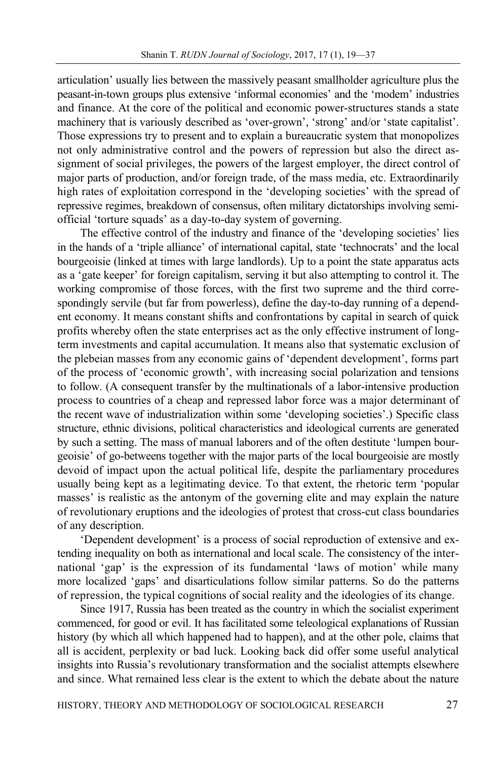articulation' usually lies between the massively peasant smallholder agriculture plus the peasant-in-town groups plus extensive 'informal economies' and the 'modem' industries and finance. At the core of the political and economic power-structures stands a state machinery that is variously described as 'over-grown', 'strong' and/or 'state capitalist'. Those expressions try to present and to explain a bureaucratic system that monopolizes not only administrative control and the powers of repression but also the direct assignment of social privileges, the powers of the largest employer, the direct control of major parts of production, and/or foreign trade, of the mass media, etc. Extraordinarily high rates of exploitation correspond in the 'developing societies' with the spread of repressive regimes, breakdown of consensus, often military dictatorships involving semi-official 'torture squads' as a day-to-day system of governing.

The effective control of the industry and finance of the 'developing societies' lies in the hands of a 'triple alliance' of international capital, state 'technocrats' and the local bourgeoisie (linked at times with large landlords). Up to a point the state apparatus acts as a 'gate keeper' for foreign capitalism, serving it but also attempting to control it. The working compromise of those forces, with the first two supreme and the third correspondingly servile (but far from powerless), define the day-to-day running of a dependent economy. It means constant shifts and confrontations by capital in search of quick profits whereby often the state enterprises act as the only effective instrument of long-term investments and capital accumulation. It means also that systematic exclusion of the plebeian masses from any economic gains of 'dependent development', forms part of the process of 'economic growth', with increasing social polarization and tensions to follow. (A consequent transfer by the multinationals of a labor-intensive production process to countries of a cheap and repressed labor force was a major determinant of the recent wave of industrialization within some 'developing societies'.) Specific class structure, ethnic divisions, political characteristics and ideological currents are generated by such a setting. The mass of manual laborers and of the often destitute 'lumpen bourgeoisie' of go-betweens together with the major parts of the local bourgeoisie are mostly devoid of impact upon the actual political life, despite the parliamentary procedures usually being kept as a legitimating device. To that extent, the rhetoric term 'popular masses' is realistic as the antonym of the governing elite and may explain the nature of revolutionary eruptions and the ideologies of protest that cross-cut class boundaries of any description.

'Dependent development' is a process of social reproduction of extensive and extending inequality on both as international and local scale. The consistency of the international 'gap' is the expression of its fundamental 'laws of motion' while many more localized 'gaps' and disarticulations follow similar patterns. So do the patterns of repression, the typical cognitions of social reality and the ideologies of its change.

Since 1917, Russia has been treated as the country in which the socialist experiment commenced, for good or evil. It has facilitated some teleological explanations of Russian history (by which all which happened had to happen), and at the other pole, claims that all is accident, perplexity or bad luck. Looking back did offer some useful analytical insights into Russia's revolutionary transformation and the socialist attempts elsewhere and since. What remained less clear is the extent to which the debate about the nature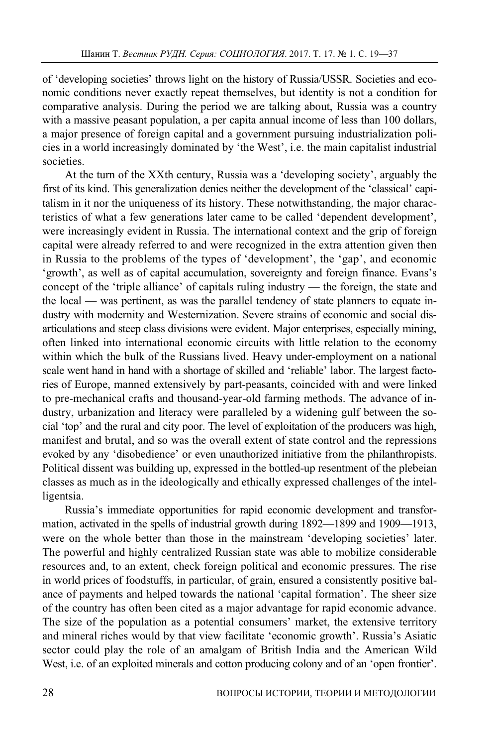of 'developing societies' throws light on the history of Russia/USSR. Societies and economic conditions never exactly repeat themselves, but identity is not a condition for comparative analysis. During the period we are talking about, Russia was a country with a massive peasant population, a per capita annual income of less than 100 dollars, a major presence of foreign capital and a government pursuing industrialization policies in a world increasingly dominated by 'the West', i.e. the main capitalist industrial societies.

At the turn of the XXth century, Russia was a 'developing society', arguably the first of its kind. This generalization denies neither the development of the 'classical' capitalism in it nor the uniqueness of its history. These notwithstanding, the major characteristics of what a few generations later came to be called 'dependent development', were increasingly evident in Russia. The international context and the grip of foreign capital were already referred to and were recognized in the extra attention given then in Russia to the problems of the types of 'development', the 'gap', and economic 'growth', as well as of capital accumulation, sovereignty and foreign finance. Evans's concept of the 'triple alliance' of capitals ruling industry — the foreign, the state and the local — was pertinent, as was the parallel tendency of state planners to equate industry with modernity and Westernization. Severe strains of economic and social disarticulations and steep class divisions were evident. Major enterprises, especially mining, often linked into international economic circuits with little relation to the economy within which the bulk of the Russians lived. Heavy under-employment on a national scale went hand in hand with a shortage of skilled and 'reliable' labor. The largest factories of Europe, manned extensively by part-peasants, coincided with and were linked to pre-mechanical crafts and thousand-year-old farming methods. The advance of industry, urbanization and literacy were paralleled by a widening gulf between the social 'top' and the rural and city poor. The level of exploitation of the producers was high, manifest and brutal, and so was the overall extent of state control and the repressions evoked by any 'disobedience' or even unauthorized initiative from the philanthropists. Political dissent was building up, expressed in the bottled-up resentment of the plebeian classes as much as in the ideologically and ethically expressed challenges of the intelligentsia.

Russia's immediate opportunities for rapid economic development and transformation, activated in the spells of industrial growth during 1892—1899 and 1909—1913, were on the whole better than those in the mainstream 'developing societies' later. The powerful and highly centralized Russian state was able to mobilize considerable resources and, to an extent, check foreign political and economic pressures. The rise in world prices of foodstuffs, in particular, of grain, ensured a consistently positive balance of payments and helped towards the national 'capital formation'. The sheer size of the country has often been cited as a major advantage for rapid economic advance. The size of the population as a potential consumers' market, the extensive territory and mineral riches would by that view facilitate 'economic growth'. Russia's Asiatic sector could play the role of an amalgam of British India and the American Wild West, i.e. of an exploited minerals and cotton producing colony and of an 'open frontier'.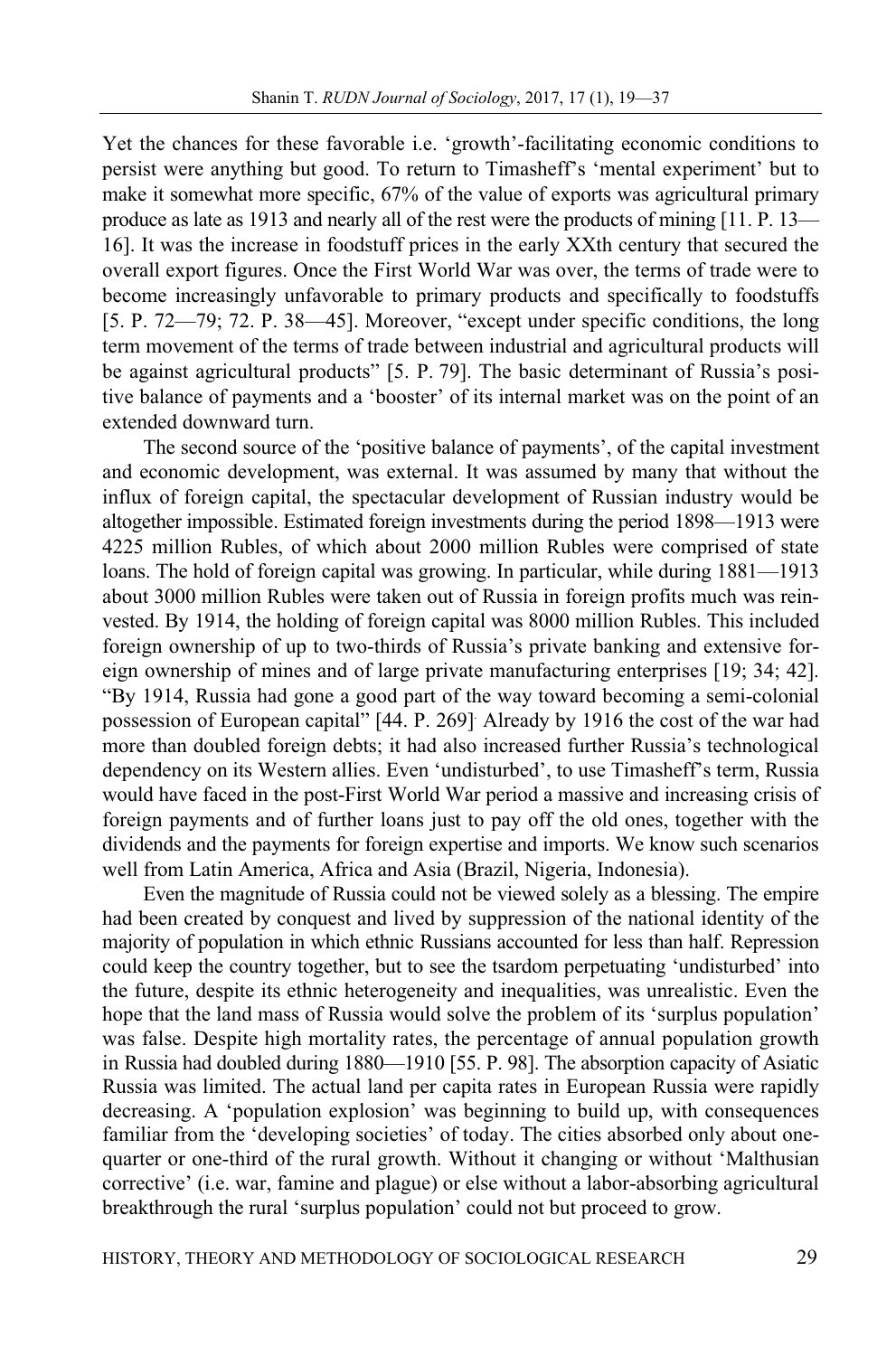Yet the chances for these favorable i.e. 'growth'-facilitating economic conditions to persist were anything but good. To return to Timasheff's 'mental experiment' but to make it somewhat more specific, 67% of the value of exports was agricultural primary produce as late as 1913 and nearly all of the rest were the products of mining [11. P. 13—16]. It was the increase in foodstuff prices in the early XXth century that secured the overall export figures. Once the First World War was over, the terms of trade were to become increasingly unfavorable to primary products and specifically to foodstuffs [5. P. 72—79; 72. P. 38—45]. Moreover, "except under specific conditions, the long term movement of the terms of trade between industrial and agricultural products will be against agricultural products" [5. P. 79]. The basic determinant of Russia's positive balance of payments and a 'booster' of its internal market was on the point of an extended downward turn.

The second source of the 'positive balance of payments', of the capital investment and economic development, was external. It was assumed by many that without the influx of foreign capital, the spectacular development of Russian industry would be altogether impossible. Estimated foreign investments during the period 1898—1913 were 4225 million Rubles, of which about 2000 million Rubles were comprised of state loans. The hold of foreign capital was growing. In particular, while during 1881—1913 about 3000 million Rubles were taken out of Russia in foreign profits much was reinvested. By 1914, the holding of foreign capital was 8000 million Rubles. This included foreign ownership of up to two-thirds of Russia's private banking and extensive foreign ownership of mines and of large private manufacturing enterprises [19; 34; 42]. "By 1914, Russia had gone a good part of the way toward becoming a semi-colonial possession of European capital" [44. P. 269]. Already by 1916 the cost of the war had more than doubled foreign debts; it had also increased further Russia's technological dependency on its Western allies. Even 'undisturbed', to use Timasheff's term, Russia would have faced in the post-First World War period a massive and increasing crisis of foreign payments and of further loans just to pay off the old ones, together with the dividends and the payments for foreign expertise and imports. We know such scenarios well from Latin America, Africa and Asia (Brazil, Nigeria, Indonesia).

Even the magnitude of Russia could not be viewed solely as a blessing. The empire had been created by conquest and lived by suppression of the national identity of the majority of population in which ethnic Russians accounted for less than half. Repression could keep the country together, but to see the tsardom perpetuating 'undisturbed' into the future, despite its ethnic heterogeneity and inequalities, was unrealistic. Even the hope that the land mass of Russia would solve the problem of its 'surplus population' was false. Despite high mortality rates, the percentage of annual population growth in Russia had doubled during 1880—1910 [55. P. 98]. The absorption capacity of Asiatic Russia was limited. The actual land per capita rates in European Russia were rapidly decreasing. A 'population explosion' was beginning to build up, with consequences familiar from the 'developing societies' of today. The cities absorbed only about one-quarter or one-third of the rural growth. Without it changing or without 'Malthusian corrective' (i.e. war, famine and plague) or else without a labor-absorbing agricultural breakthrough the rural 'surplus population' could not but proceed to grow.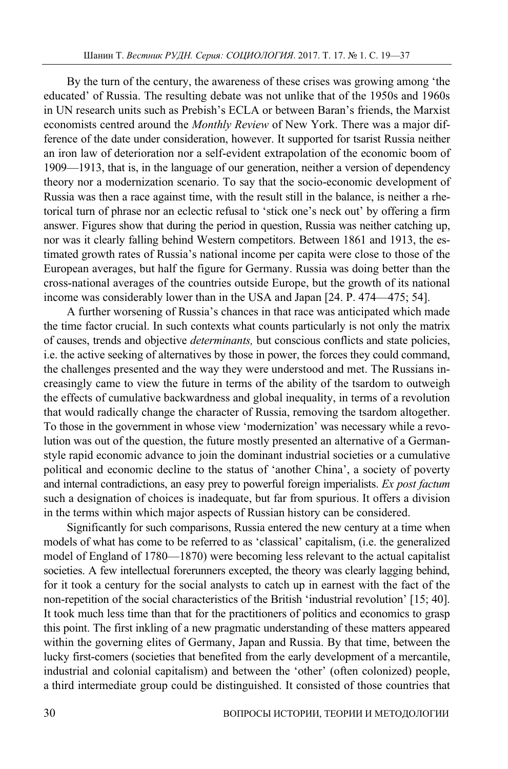By the turn of the century, the awareness of these crises was growing among 'the educated' of Russia. The resulting debate was not unlike that of the 1950s and 1960s in UN research units such as Prebish's ECLA or between Baran's friends, the Marxist economists centred around the *Monthly Review* of New York. There was a major difference of the date under consideration, however. It supported for tsarist Russia neither an iron law of deterioration nor a self-evident extrapolation of the economic boom of 1909—1913, that is, in the language of our generation, neither a version of dependency theory nor a modernization scenario. To say that the socio-economic development of Russia was then a race against time, with the result still in the balance, is neither a rhetorical turn of phrase nor an eclectic refusal to 'stick one's neck out' by offering a firm answer. Figures show that during the period in question, Russia was neither catching up, nor was it clearly falling behind Western competitors. Between 1861 and 1913, the estimated growth rates of Russia's national income per capita were close to those of the European averages, but half the figure for Germany. Russia was doing better than the cross-national averages of the countries outside Europe, but the growth of its national income was considerably lower than in the USA and Japan [24. P. 474—475; 54].

A further worsening of Russia's chances in that race was anticipated which made the time factor crucial. In such contexts what counts particularly is not only the matrix of causes, trends and objective *determinants,* but conscious conflicts and state policies, i.e. the active seeking of alternatives by those in power, the forces they could command, the challenges presented and the way they were understood and met. The Russians increasingly came to view the future in terms of the ability of the tsardom to outweigh the effects of cumulative backwardness and global inequality, in terms of a revolution that would radically change the character of Russia, removing the tsardom altogether. To those in the government in whose view 'modernization' was necessary while a revolution was out of the question, the future mostly presented an alternative of a German-style rapid economic advance to join the dominant industrial societies or a cumulative political and economic decline to the status of 'another China', a society of poverty and internal contradictions, an easy prey to powerful foreign imperialists. *Ex post factum* such a designation of choices is inadequate, but far from spurious. It offers a division in the terms within which major aspects of Russian history can be considered.

Significantly for such comparisons, Russia entered the new century at a time when models of what has come to be referred to as 'classical' capitalism, (i.e. the generalized model of England of 1780—1870) were becoming less relevant to the actual capitalist societies. A few intellectual forerunners excepted, the theory was clearly lagging behind, for it took a century for the social analysts to catch up in earnest with the fact of the non-repetition of the social characteristics of the British 'industrial revolution' [15; 40]. It took much less time than that for the practitioners of politics and economics to grasp this point. The first inkling of a new pragmatic understanding of these matters appeared within the governing elites of Germany, Japan and Russia. By that time, between the lucky first-comers (societies that benefited from the early development of a mercantile, industrial and colonial capitalism) and between the 'other' (often colonized) people, a third intermediate group could be distinguished. It consisted of those countries that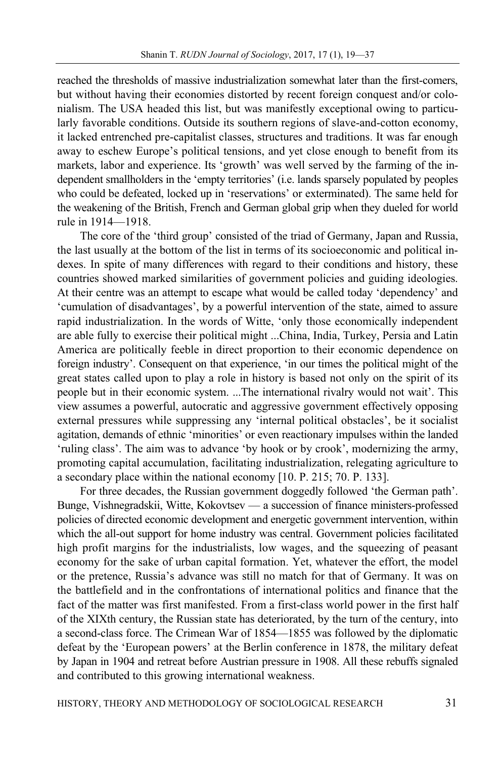reached the thresholds of massive industrialization somewhat later than the first-comers, but without having their economies distorted by recent foreign conquest and/or colonialism. The USA headed this list, but was manifestly exceptional owing to particularly favorable conditions. Outside its southern regions of slave-and-cotton economy, it lacked entrenched pre-capitalist classes, structures and traditions. It was far enough away to eschew Europe's political tensions, and yet close enough to benefit from its markets, labor and experience. Its 'growth' was well served by the farming of the independent smallholders in the 'empty territories' (i.e. lands sparsely populated by peoples who could be defeated, locked up in 'reservations' or exterminated). The same held for the weakening of the British, French and German global grip when they dueled for world rule in 1914—1918.

The core of the 'third group' consisted of the triad of Germany, Japan and Russia, the last usually at the bottom of the list in terms of its socioeconomic and political indexes. In spite of many differences with regard to their conditions and history, these countries showed marked similarities of government policies and guiding ideologies. At their centre was an attempt to escape what would be called today 'dependency' and 'cumulation of disadvantages', by a powerful intervention of the state, aimed to assure rapid industrialization. In the words of Witte, 'only those economically independent are able fully to exercise their political might ...China, India, Turkey, Persia and Latin America are politically feeble in direct proportion to their economic dependence on foreign industry'. Consequent on that experience, 'in our times the political might of the great states called upon to play a role in history is based not only on the spirit of its people but in their economic system. ...The international rivalry would not wait'. This view assumes a powerful, autocratic and aggressive government effectively opposing external pressures while suppressing any 'internal political obstacles', be it socialist agitation, demands of ethnic 'minorities' or even reactionary impulses within the landed 'ruling class'. The aim was to advance 'by hook or by crook', modernizing the army, promoting capital accumulation, facilitating industrialization, relegating agriculture to a secondary place within the national economy [10. P. 215; 70. P. 133].

For three decades, the Russian government doggedly followed 'the German path'. Bunge, Vishnegradskii, Witte, Kokovtsev — a succession of finance ministers-professed policies of directed economic development and energetic government intervention, within which the all-out support for home industry was central. Government policies facilitated high profit margins for the industrialists, low wages, and the squeezing of peasant economy for the sake of urban capital formation. Yet, whatever the effort, the model or the pretence, Russia's advance was still no match for that of Germany. It was on the battlefield and in the confrontations of international politics and finance that the fact of the matter was first manifested. From a first-class world power in the first half of the XIXth century, the Russian state has deteriorated, by the turn of the century, into a second-class force. The Crimean War of 1854—1855 was followed by the diplomatic defeat by the 'European powers' at the Berlin conference in 1878, the military defeat by Japan in 1904 and retreat before Austrian pressure in 1908. All these rebuffs signaled and contributed to this growing international weakness.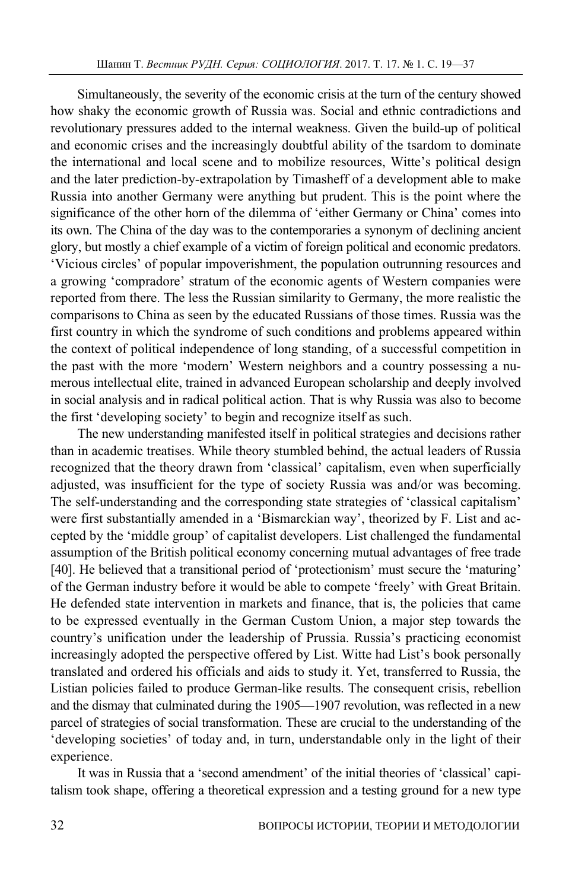Simultaneously, the severity of the economic crisis at the turn of the century showed how shaky the economic growth of Russia was. Social and ethnic contradictions and revolutionary pressures added to the internal weakness. Given the build-up of political and economic crises and the increasingly doubtful ability of the tsardom to dominate the international and local scene and to mobilize resources, Witte's political design and the later prediction-by-extrapolation by Timasheff of a development able to make Russia into another Germany were anything but prudent. This is the point where the significance of the other horn of the dilemma of 'either Germany or China' comes into its own. The China of the day was to the contemporaries a synonym of declining ancient glory, but mostly a chief example of a victim of foreign political and economic predators. 'Vicious circles' of popular impoverishment, the population outrunning resources and a growing 'compradore' stratum of the economic agents of Western companies were reported from there. The less the Russian similarity to Germany, the more realistic the comparisons to China as seen by the educated Russians of those times. Russia was the first country in which the syndrome of such conditions and problems appeared within the context of political independence of long standing, of a successful competition in the past with the more 'modern' Western neighbors and a country possessing a numerous intellectual elite, trained in advanced European scholarship and deeply involved in social analysis and in radical political action. That is why Russia was also to become the first 'developing society' to begin and recognize itself as such.

The new understanding manifested itself in political strategies and decisions rather than in academic treatises. While theory stumbled behind, the actual leaders of Russia recognized that the theory drawn from 'classical' capitalism, even when superficially adjusted, was insufficient for the type of society Russia was and/or was becoming. The self-understanding and the corresponding state strategies of 'classical capitalism' were first substantially amended in a 'Bismarckian way', theorized by F. List and accepted by the 'middle group' of capitalist developers. List challenged the fundamental assumption of the British political economy concerning mutual advantages of free trade [40]. He believed that a transitional period of 'protectionism' must secure the 'maturing' of the German industry before it would be able to compete 'freely' with Great Britain. He defended state intervention in markets and finance, that is, the policies that came to be expressed eventually in the German Custom Union, a major step towards the country's unification under the leadership of Prussia. Russia's practicing economist increasingly adopted the perspective offered by List. Witte had List's book personally translated and ordered his officials and aids to study it. Yet, transferred to Russia, the Listian policies failed to produce German-like results. The consequent crisis, rebellion and the dismay that culminated during the 1905—1907 revolution, was reflected in a new parcel of strategies of social transformation. These are crucial to the understanding of the 'developing societies' of today and, in turn, understandable only in the light of their experience.

It was in Russia that a 'second amendment' of the initial theories of 'classical' capitalism took shape, offering a theoretical expression and a testing ground for a new type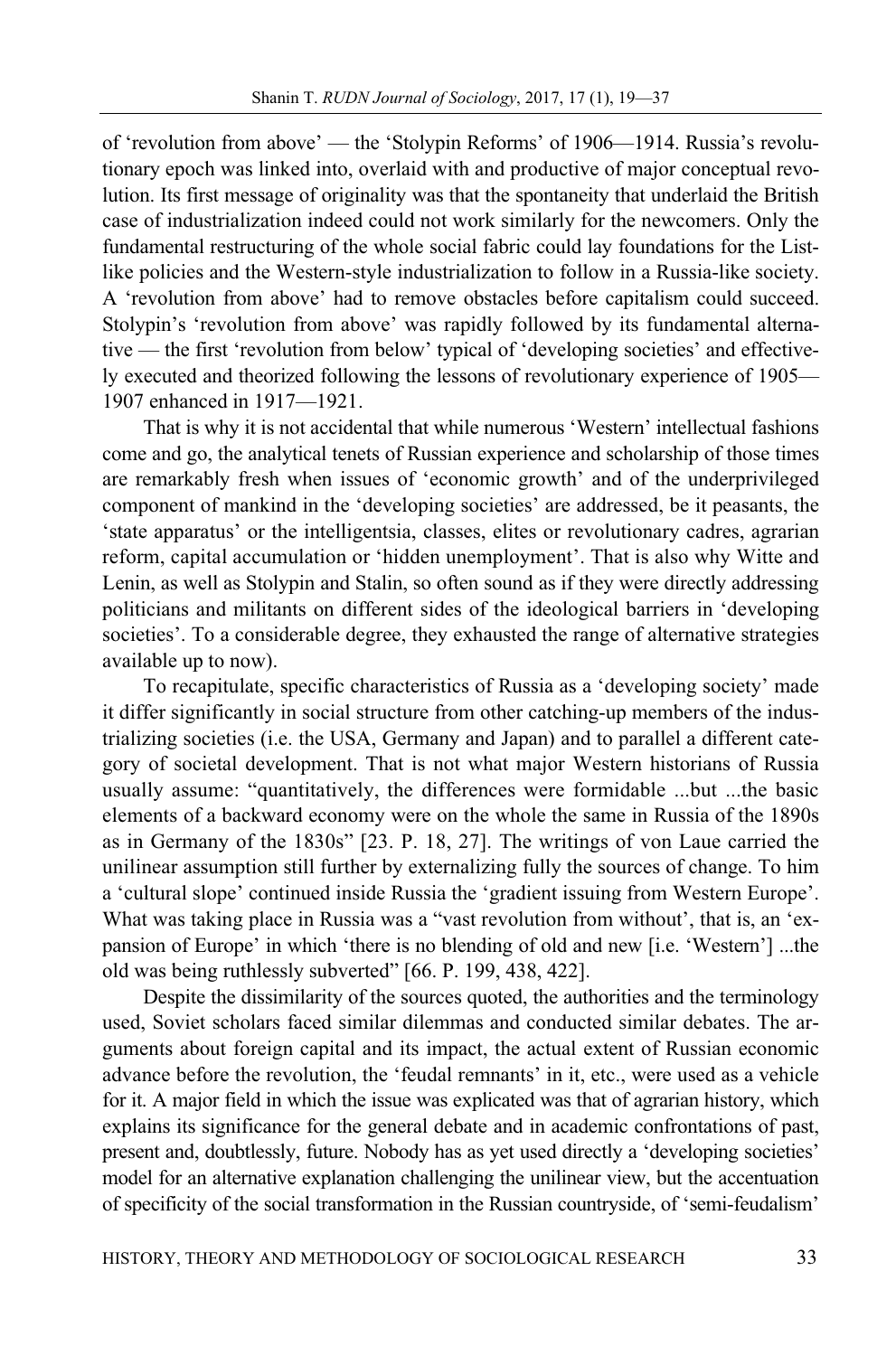of 'revolution from above' — the 'Stolypin Reforms' of 1906—1914. Russia's revolutionary epoch was linked into, overlaid with and productive of major conceptual revolution. Its first message of originality was that the spontaneity that underlaid the British case of industrialization indeed could not work similarly for the newcomers. Only the fundamental restructuring of the whole social fabric could lay foundations for the List-like policies and the Western-style industrialization to follow in a Russia-like society. A 'revolution from above' had to remove obstacles before capitalism could succeed. Stolypin's 'revolution from above' was rapidly followed by its fundamental alternative — the first 'revolution from below' typical of 'developing societies' and effectively executed and theorized following the lessons of revolutionary experience of 1905—1907 enhanced in 1917—1921.

That is why it is not accidental that while numerous 'Western' intellectual fashions come and go, the analytical tenets of Russian experience and scholarship of those times are remarkably fresh when issues of 'economic growth' and of the underprivileged component of mankind in the 'developing societies' are addressed, be it peasants, the 'state apparatus' or the intelligentsia, classes, elites or revolutionary cadres, agrarian reform, capital accumulation or 'hidden unemployment'. That is also why Witte and Lenin, as well as Stolypin and Stalin, so often sound as if they were directly addressing politicians and militants on different sides of the ideological barriers in 'developing societies'. To a considerable degree, they exhausted the range of alternative strategies available up to now).

To recapitulate, specific characteristics of Russia as a 'developing society' made it differ significantly in social structure from other catching-up members of the industrializing societies (i.e. the USA, Germany and Japan) and to parallel a different category of societal development. That is not what major Western historians of Russia usually assume: "quantitatively, the differences were formidable ...but ...the basic elements of a backward economy were on the whole the same in Russia of the 1890s as in Germany of the 1830s" [23. P. 18, 27]. The writings of von Laue carried the unilinear assumption still further by externalizing fully the sources of change. To him a 'cultural slope' continued inside Russia the 'gradient issuing from Western Europe'. What was taking place in Russia was a "vast revolution from without', that is, an 'expansion of Europe' in which 'there is no blending of old and new [i.e. 'Western'] ...the old was being ruthlessly subverted" [66. P. 199, 438, 422].

Despite the dissimilarity of the sources quoted, the authorities and the terminology used, Soviet scholars faced similar dilemmas and conducted similar debates. The arguments about foreign capital and its impact, the actual extent of Russian economic advance before the revolution, the 'feudal remnants' in it, etc., were used as a vehicle for it. A major field in which the issue was explicated was that of agrarian history, which explains its significance for the general debate and in academic confrontations of past, present and, doubtlessly, future. Nobody has as yet used directly a 'developing societies' model for an alternative explanation challenging the unilinear view, but the accentuation of specificity of the social transformation in the Russian countryside, of 'semi-feudalism'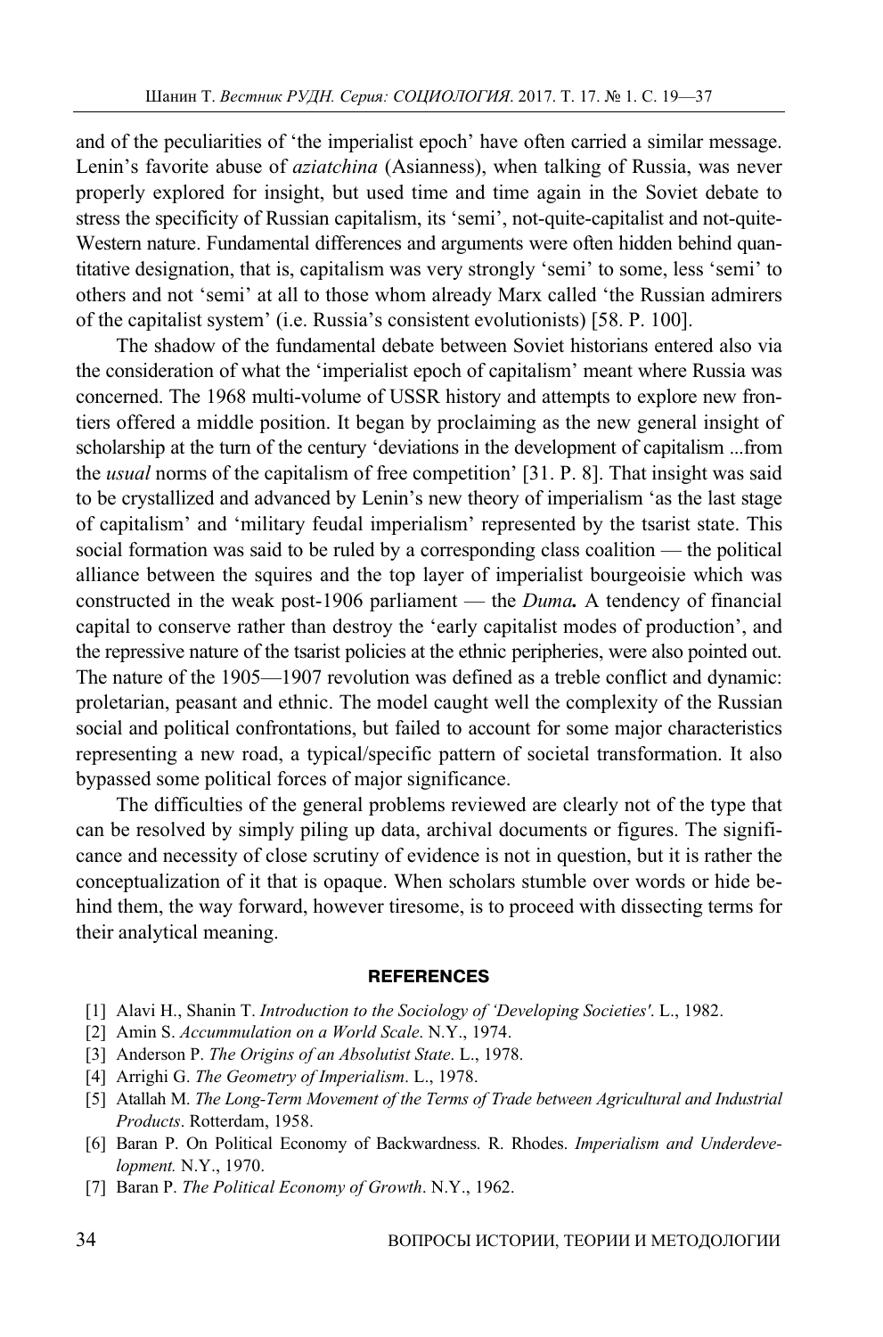and of the peculiarities of 'the imperialist epoch' have often carried a similar message. Lenin's favorite abuse of *aziatchina* (Asianness), when talking of Russia, was never properly explored for insight, but used time and time again in the Soviet debate to stress the specificity of Russian capitalism, its 'semi', not-quite-capitalist and not-quite-Western nature. Fundamental differences and arguments were often hidden behind quantitative designation, that is, capitalism was very strongly 'semi' to some, less 'semi' to others and not 'semi' at all to those whom already Marx called 'the Russian admirers of the capitalist system' (i.e. Russia's consistent evolutionists) [58. P. 100].

The shadow of the fundamental debate between Soviet historians entered also via the consideration of what the 'imperialist epoch of capitalism' meant where Russia was concerned. The 1968 multi-volume of USSR history and attempts to explore new frontiers offered a middle position. It began by proclaiming as the new general insight of scholarship at the turn of the century 'deviations in the development of capitalism ...from the *usual* norms of the capitalism of free competition' [31. P. 8]. That insight was said to be crystallized and advanced by Lenin's new theory of imperialism 'as the last stage of capitalism' and 'military feudal imperialism' represented by the tsarist state. This social formation was said to be ruled by a corresponding class coalition — the political alliance between the squires and the top layer of imperialist bourgeoisie which was constructed in the weak post-1906 parliament — the ***Duma.*** A tendency of financial capital to conserve rather than destroy the 'early capitalist modes of production', and the repressive nature of the tsarist policies at the ethnic peripheries, were also pointed out. The nature of the 1905—1907 revolution was defined as a treble conflict and dynamic: proletarian, peasant and ethnic. The model caught well the complexity of the Russian social and political confrontations, but failed to account for some major characteristics representing a new road, a typical/specific pattern of societal transformation. It also bypassed some political forces of major significance.

The difficulties of the general problems reviewed are clearly not of the type that can be resolved by simply piling up data, archival documents or figures. The significance and necessity of close scrutiny of evidence is not in question, but it is rather the conceptualization of it that is opaque. When scholars stumble over words or hide behind them, the way forward, however tiresome, is to proceed with dissecting terms for their analytical meaning.

## REFERENCES

[1] Alavi H., Shanin T. *Introduction to the Sociology of 'Developing Societies'*. L., 1982.

[2] Amin S. *Accummulation on a World Scale*. N.Y., 1974.

[3] Anderson P. *The Origins of an Absolutist State*. L., 1978.

[4] Arrighi G. *The Geometry of Imperialism*. L., 1978.

[5] Atallah M. *The Long-Term Movement of the Terms of Trade between Agricultural and Industrial Products*. Rotterdam, 1958.

[6] Baran P. On Political Economy of Backwardness. R. Rhodes. *Imperialism and Underdevelopment.* N.Y., 1970.

[7] Baran P. *The Political Economy of Growth*. N.Y., 1962.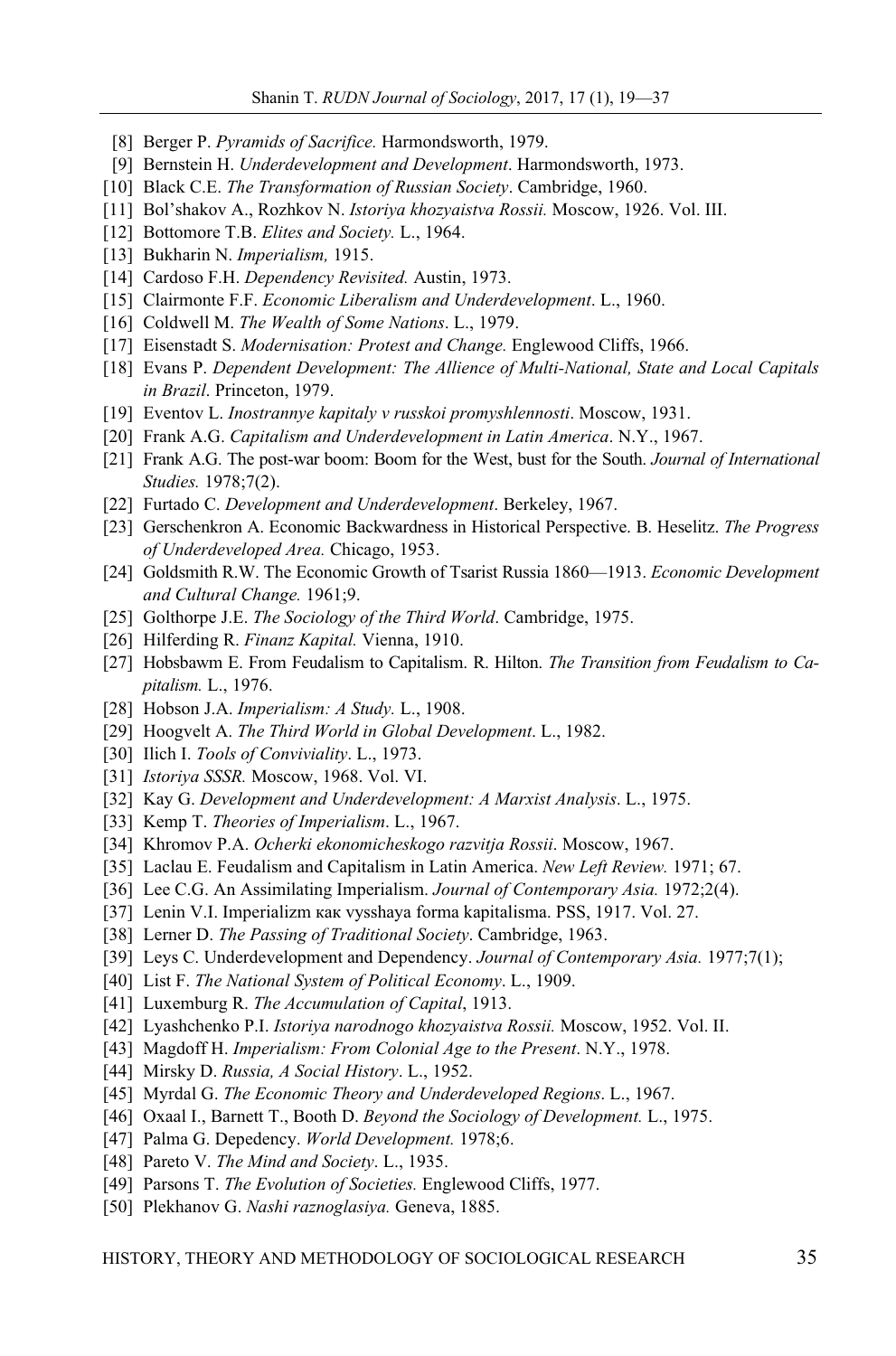[8] Berger P. *Pyramids of Sacrifice.* Harmondsworth, 1979.

[9] Bernstein H. *Underdevelopment and Development*. Harmondsworth, 1973.

[10] Black C.E. *The Transformation of Russian Society*. Cambridge, 1960.

[11] Bol'shakov A., Rozhkov N. *Istoriya khozyaistva Rossii.* Moscow, 1926. Vol. III.

[12] Bottomore T.B. *Elites and Society.* L., 1964.

[13] Bukharin N. *Imperialism,* 1915.

[14] Cardoso F.H. *Dependency Revisited.* Austin, 1973.

[15] Clairmonte F.F. *Economic Liberalism and Underdevelopment*. L., 1960.

[16] Coldwell M. *The Wealth of Some Nations*. L., 1979.

[17] Eisenstadt S. *Modernisation: Protest and Change.* Englewood Cliffs, 1966.

[18] Evans P. *Dependent Development: The Allience of Multi-National, State and Local Capitals in Brazil*. Princeton, 1979.

[19] Eventov L. *Inostrannye kapitaly v russkoi promyshlennosti*. Moscow, 1931.

[20] Frank A.G. *Capitalism and Underdevelopment in Latin America*. N.Y., 1967.

[21] Frank A.G. The post-war boom: Boom for the West, bust for the South. *Journal of International Studies.* 1978;7(2).

[22] Furtado C. *Development and Underdevelopment*. Berkeley, 1967.

[23] Gerschenkron A. Economic Backwardness in Historical Perspective. B. Heselitz. *The Progress of Underdeveloped Area.* Chicago, 1953.

[24] Goldsmith R.W. The Economic Growth of Tsarist Russia 1860—1913. *Economic Development and Cultural Change.* 1961;9.

[25] Golthorpe J.E. *The Sociology of the Third World*. Cambridge, 1975.

[26] Hilferding R. *Finanz Kapital.* Vienna, 1910.

[27] Hobsbawm E. From Feudalism to Capitalism. R. Hilton. *The Transition from Feudalism to Capitalism.* L., 1976.

[28] Hobson J.A. *Imperialism: A Study.* L., 1908.

[29] Hoogvelt A. *The Third World in Global Development*. L., 1982.

[30] Ilich I. *Tools of Conviviality*. L., 1973.

[31] *Istoriya SSSR.* Moscow, 1968. Vol. VI.

[32] Kay G. *Development and Underdevelopment: A Marxist Analysis*. L., 1975.

[33] Kemp T. *Theories of Imperialism*. L., 1967.

[34] Khromov P.A. *Ocherki ekonomicheskogo razvitja Rossii*. Moscow, 1967.

[35] Laclau E. Feudalism and Capitalism in Latin America. *New Left Review.* 1971; 67.

[36] Lee C.G. An Assimilating Imperialism. *Journal of Contemporary Asia.* 1972;2(4).

[37] Lenin V.I. Imperializm как vysshaya forma kapitalisma. PSS, 1917. Vol. 27.

[38] Lerner D. *The Passing of Traditional Society*. Cambridge, 1963.

[39] Leys C. Underdevelopment and Dependency. *Journal of Contemporary Asia.* 1977;7(1);

[40] List F. *The National System of Political Economy*. L., 1909.

[41] Luxemburg R. *The Accumulation of Capital*, 1913.

[42] Lyashchenko P.I. *Istoriya narodnogo khozyaistva Rossii.* Moscow, 1952. Vol. II.

[43] Magdoff H. *Imperialism: From Colonial Age to the Present*. N.Y., 1978.

[44] Mirsky D. *Russia, A Social History*. L., 1952.

[45] Myrdal G. *The Economic Theory and Underdeveloped Regions*. L., 1967.

[46] Oxaal I., Barnett T., Booth D. *Beyond the Sociology of Development.* L., 1975.

[47] Palma G. Depedency. *World Development.* 1978;6.

[48] Pareto V. *The Mind and Society*. L., 1935.

[49] Parsons T. *The Evolution of Societies.* Englewood Cliffs, 1977.

[50] Plekhanov G. *Nashi raznoglasiya.* Geneva, 1885.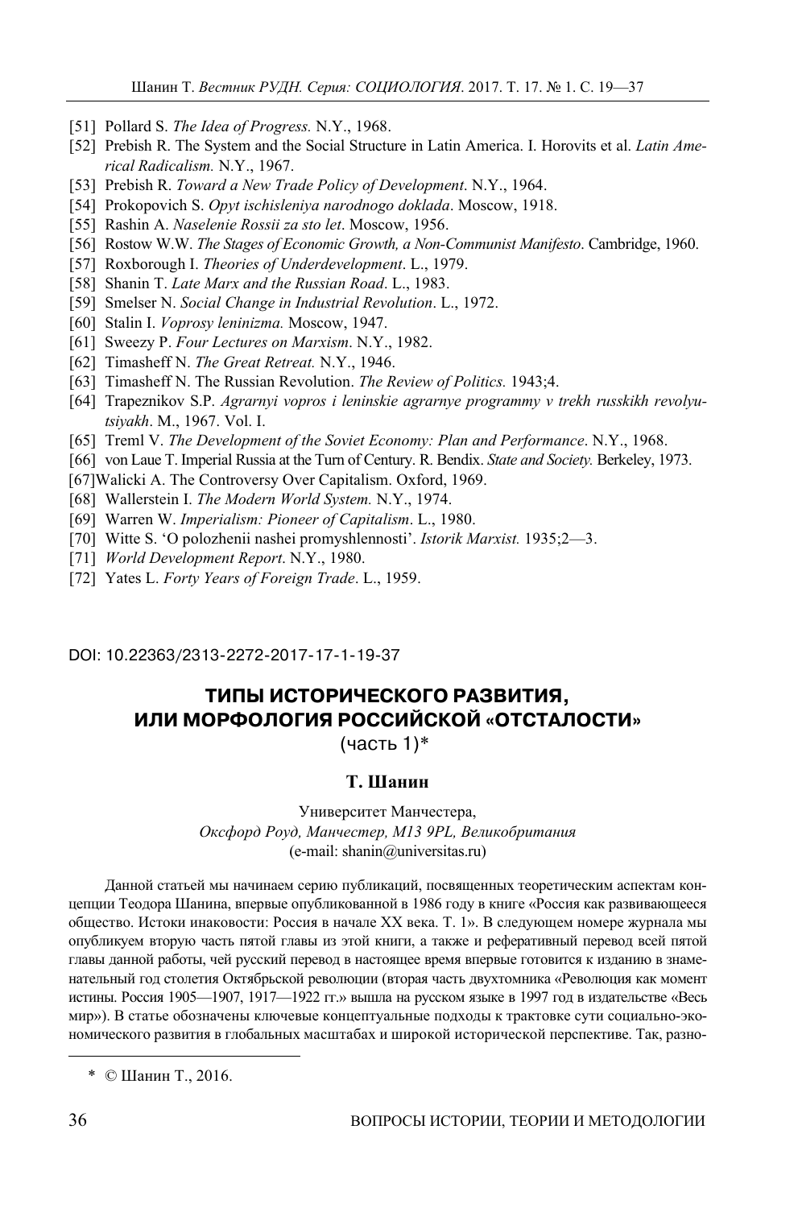[51] Pollard S. *The Idea of Progress.* N.Y., 1968.

[52] Prebish R. The System and the Social Structure in Latin America. I. Horovits et al. *Latin Americal Radicalism.* N.Y., 1967.

[53] Prebish R. *Toward a New Trade Policy of Development*. N.Y., 1964.

[54] Prokopovich S. *Opyt ischisleniya narodnogo doklada*. Moscow, 1918.

[55] Rashin A. *Naselenie Rossii za sto let*. Moscow, 1956.

[56] Rostow W.W. *The Stages of Economic Growth, a Non-Communist Manifesto*. Cambridge, 1960.

[57] Roxborough I. *Theories of Underdevelopment*. L., 1979.

[58] Shanin T. *Late Marx and the Russian Road*. L., 1983.

[59] Smelser N. *Social Change in Industrial Revolution*. L., 1972.

[60] Stalin I. *Voprosy leninizma.* Moscow, 1947.

[61] Sweezy P. *Four Lectures on Marxism*. N.Y., 1982.

[62] Timasheff N. *The Great Retreat.* N.Y., 1946.

[63] Timasheff N. The Russian Revolution. *The Review of Politics.* 1943;4.

[64] Trapeznikov S.P. *Agrarnyi vopros i leninskie agrarnye programmy v trekh russkikh revolyutsiyakh*. M., 1967. Vol. I.

[65] Treml V. *The Development of the Soviet Economy: Plan and Performance*. N.Y., 1968.

[66] von Laue T. Imperial Russia at the Turn of Century. R. Bendix. *State and Society.* Berkeley, 1973.

[67]Walicki A. The Controversy Over Capitalism. Oxford, 1969.

[68] Wallerstein I. *The Modern World System.* N.Y., 1974.

[69] Warren W. *Imperialism: Pioneer of Capitalism*. L., 1980.

[70] Witte S. 'O polozhenii nashei promyshlennosti'. *Istorik Marxist.* 1935;2—3.

[71] *World Development Report*. N.Y., 1980.

[72] Yates L. *Forty Years of Foreign Trade*. L., 1959.

DOI: 10.22363/2313-2272-2017-17-1-19-37

# ТИПЫ ИСТОРИЧЕСКОГО РАЗВИТИЯ, ИЛИ МОРФОЛОГИЯ РОССИЙСКОЙ «ОТСТАЛОСТИ»
(часть 1)*

**Т. Шанин**

Университет Манчестера,
*Оксфорд Роуд, Манчестер, M13 9PL, Великобритания*
(e-mail: shanin@universitas.ru)

Данной статьей мы начинаем серию публикаций, посвященных теоретическим аспектам концепции Теодора Шанина, впервые опубликованной в 1986 году в книге «Россия как развивающееся общество. Истоки инаковости: Россия в начале XX века. Т. 1». В следующем номере журнала мы опубликуем вторую часть пятой главы из этой книги, а также и реферативный перевод всей пятой главы данной работы, чей русский перевод в настоящее время впервые готовится к изданию в знаменательный год столетия Октябрьской революции (вторая часть двухтомника «Революция как момент истины. Россия 1905—1907, 1917—1922 гг.» вышла на русском языке в 1997 год в издательстве «Весь мир»). В статье обозначены ключевые концептуальные подходы к трактовке сути социально-экономического развития в глобальных масштабах и широкой исторической перспективе. Так, разно-

\* © Шанин Т., 2016.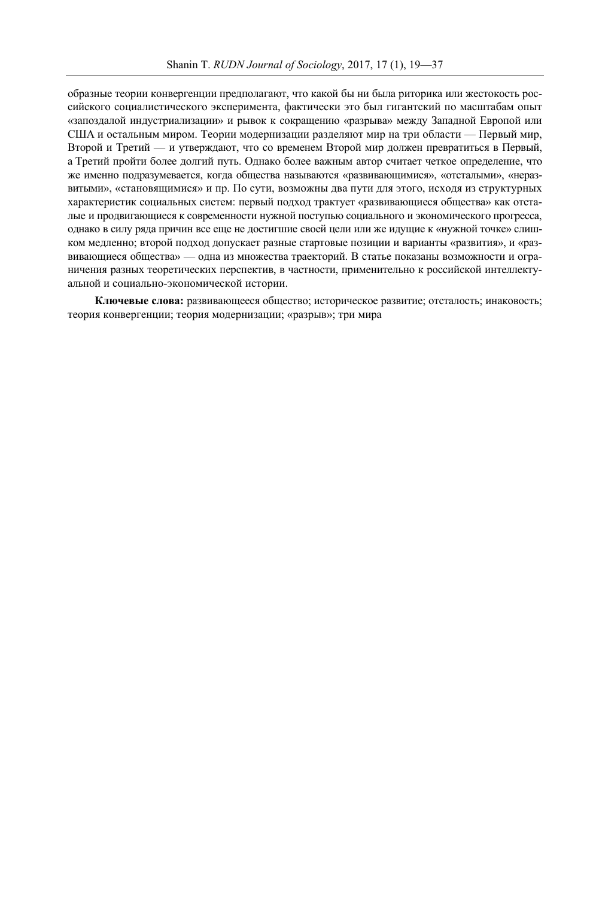образные теории конвергенции предполагают, что какой бы ни была риторика или жестокость российского социалистического эксперимента, фактически это был гигантский по масштабам опыт «запоздалой индустриализации» и рывок к сокращению «разрыва» между Западной Европой или США и остальным миром. Теории модернизации разделяют мир на три области — Первый мир, Второй и Третий — и утверждают, что со временем Второй мир должен превратиться в Первый, а Третий пройти более долгий путь. Однако более важным автор считает четкое определение, что же именно подразумевается, когда общества называются «развивающимися», «отсталыми», «неразвитыми», «становящимися» и пр. По сути, возможны два пути для этого, исходя из структурных характеристик социальных систем: первый подход трактует «развивающиеся общества» как отсталые и продвигающиеся к современности нужной поступью социального и экономического прогресса, однако в силу ряда причин все еще не достигшие своей цели или же идущие к «нужной точке» слишком медленно; второй подход допускает разные стартовые позиции и варианты «развития», и «развивающиеся общества» — одна из множества траекторий. В статье показаны возможности и ограничения разных теоретических перспектив, в частности, применительно к российской интеллектуальной и социально-экономической истории.

**Ключевые слова:** развивающееся общество; историческое развитие; отсталость; инаковость; теория конвергенции; теория модернизации; «разрыв»; три мира